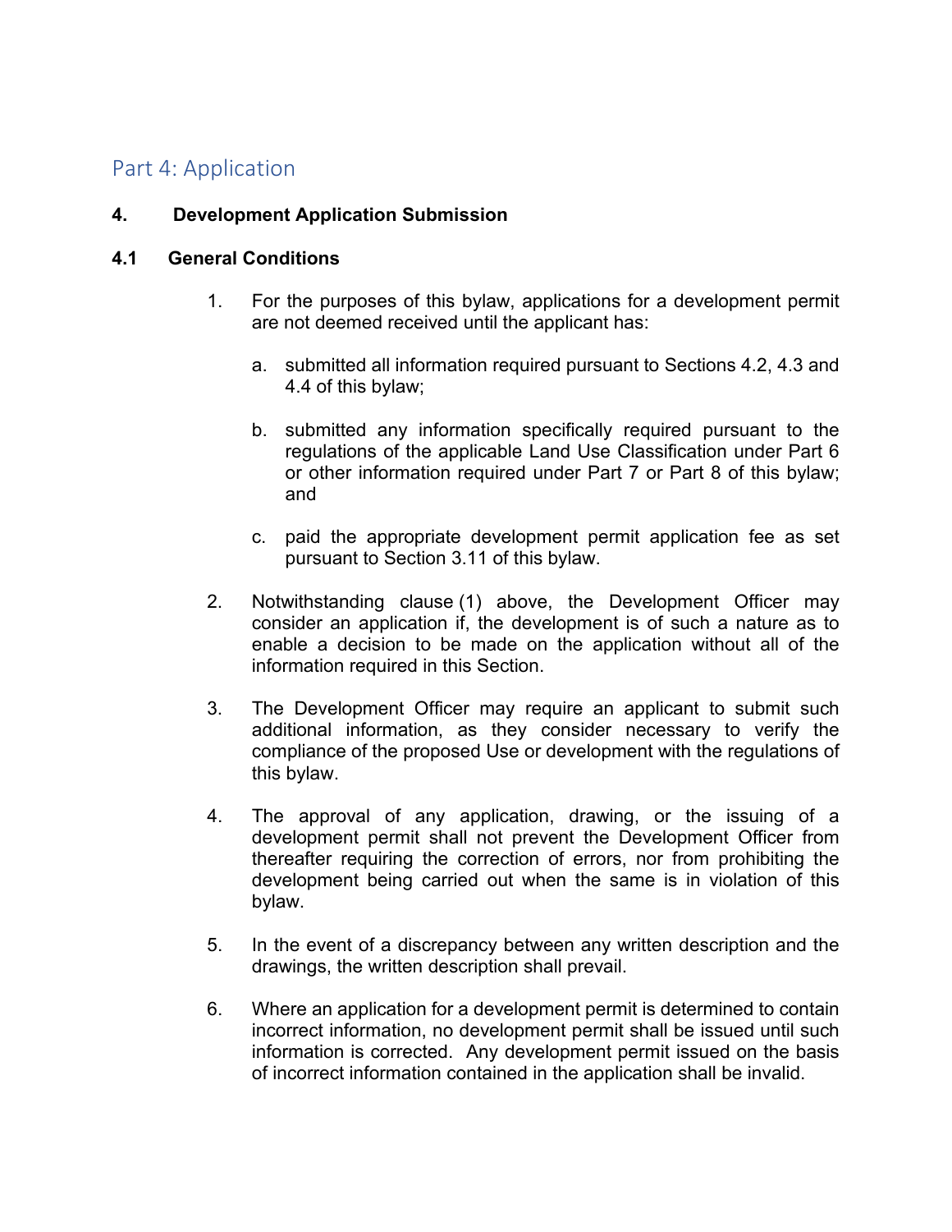# Part 4: Application

## 4. Development Application Submission

### 4.1 General Conditions

1. For the purposes of this bylaw, applications for a development permit are not deemed received until the applicant has:

   a. submitted all information required pursuant to Sections 4.2, 4.3 and 4.4 of this bylaw;

   b. submitted any information specifically required pursuant to the regulations of the applicable Land Use Classification under Part 6 or other information required under Part 7 or Part 8 of this bylaw; and

   c. paid the appropriate development permit application fee as set pursuant to Section 3.11 of this bylaw.

2. Notwithstanding clause (1) above, the Development Officer may consider an application if, the development is of such a nature as to enable a decision to be made on the application without all of the information required in this Section.

3. The Development Officer may require an applicant to submit such additional information, as they consider necessary to verify the compliance of the proposed Use or development with the regulations of this bylaw.

4. The approval of any application, drawing, or the issuing of a development permit shall not prevent the Development Officer from thereafter requiring the correction of errors, nor from prohibiting the development being carried out when the same is in violation of this bylaw.

5. In the event of a discrepancy between any written description and the drawings, the written description shall prevail.

6. Where an application for a development permit is determined to contain incorrect information, no development permit shall be issued until such information is corrected. Any development permit issued on the basis of incorrect information contained in the application shall be invalid.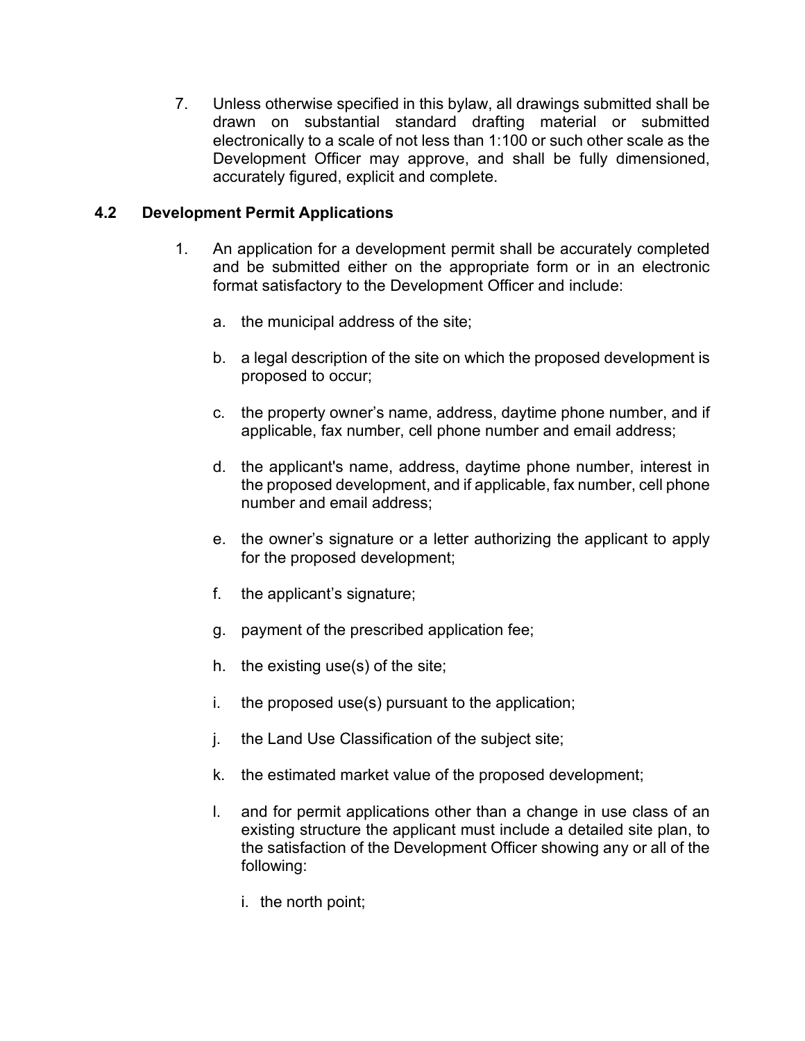7. Unless otherwise specified in this bylaw, all drawings submitted shall be drawn on substantial standard drafting material or submitted electronically to a scale of not less than 1:100 or such other scale as the Development Officer may approve, and shall be fully dimensioned, accurately figured, explicit and complete.

### 4.2 Development Permit Applications

1. An application for a development permit shall be accurately completed and be submitted either on the appropriate form or in an electronic format satisfactory to the Development Officer and include:

   a. the municipal address of the site;

   b. a legal description of the site on which the proposed development is proposed to occur;

   c. the property owner's name, address, daytime phone number, and if applicable, fax number, cell phone number and email address;

   d. the applicant's name, address, daytime phone number, interest in the proposed development, and if applicable, fax number, cell phone number and email address;

   e. the owner's signature or a letter authorizing the applicant to apply for the proposed development;

   f. the applicant's signature;

   g. payment of the prescribed application fee;

   h. the existing use(s) of the site;

   i. the proposed use(s) pursuant to the application;

   j. the Land Use Classification of the subject site;

   k. the estimated market value of the proposed development;

   l. and for permit applications other than a change in use class of an existing structure the applicant must include a detailed site plan, to the satisfaction of the Development Officer showing any or all of the following:

      i. the north point;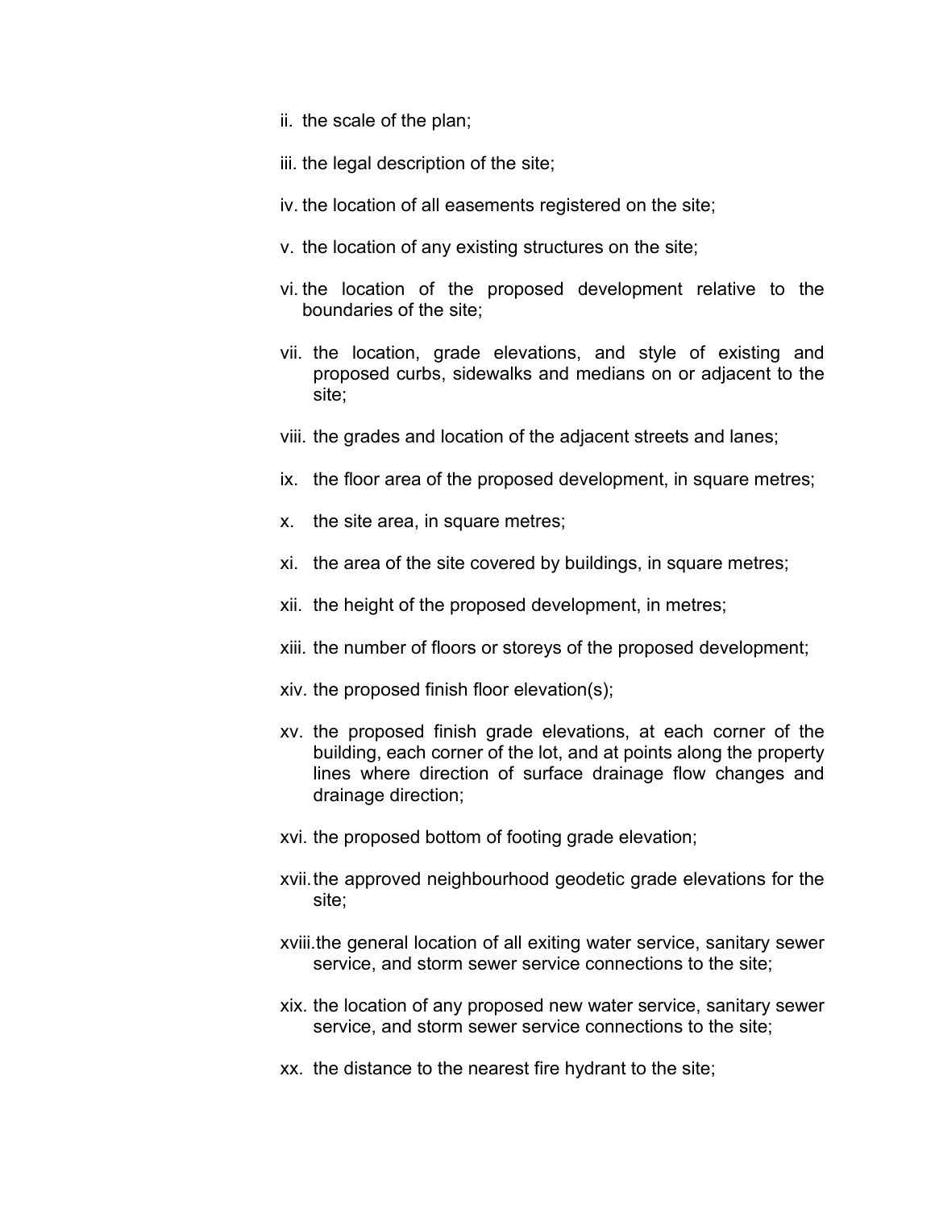ii. the scale of the plan;

iii. the legal description of the site;

iv. the location of all easements registered on the site;

v. the location of any existing structures on the site;

vi. the location of the proposed development relative to the boundaries of the site;

vii. the location, grade elevations, and style of existing and proposed curbs, sidewalks and medians on or adjacent to the site;

viii. the grades and location of the adjacent streets and lanes;

ix. the floor area of the proposed development, in square metres;

x. the site area, in square metres;

xi. the area of the site covered by buildings, in square metres;

xii. the height of the proposed development, in metres;

xiii. the number of floors or storeys of the proposed development;

xiv. the proposed finish floor elevation(s);

xv. the proposed finish grade elevations, at each corner of the building, each corner of the lot, and at points along the property lines where direction of surface drainage flow changes and drainage direction;

xvi. the proposed bottom of footing grade elevation;

xvii. the approved neighbourhood geodetic grade elevations for the site;

xviii. the general location of all exiting water service, sanitary sewer service, and storm sewer service connections to the site;

xix. the location of any proposed new water service, sanitary sewer service, and storm sewer service connections to the site;

xx. the distance to the nearest fire hydrant to the site;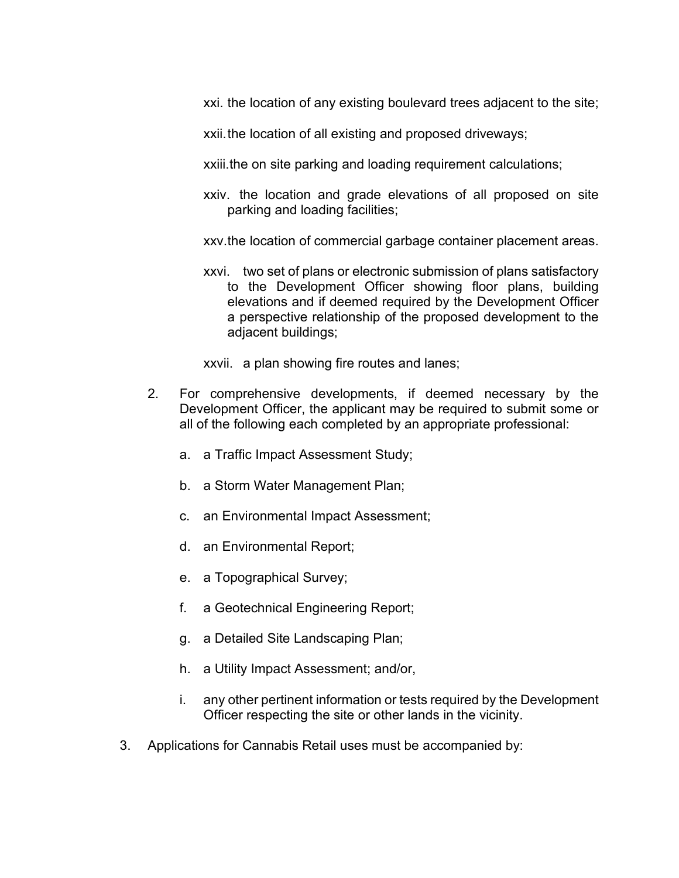xxi. the location of any existing boulevard trees adjacent to the site;

xxii. the location of all existing and proposed driveways;

xxiii. the on site parking and loading requirement calculations;

xxiv. the location and grade elevations of all proposed on site parking and loading facilities;

xxv. the location of commercial garbage container placement areas.

xxvi. two set of plans or electronic submission of plans satisfactory to the Development Officer showing floor plans, building elevations and if deemed required by the Development Officer a perspective relationship of the proposed development to the adjacent buildings;

xxvii. a plan showing fire routes and lanes;

2. For comprehensive developments, if deemed necessary by the Development Officer, the applicant may be required to submit some or all of the following each completed by an appropriate professional:

   a. a Traffic Impact Assessment Study;

   b. a Storm Water Management Plan;

   c. an Environmental Impact Assessment;

   d. an Environmental Report;

   e. a Topographical Survey;

   f. a Geotechnical Engineering Report;

   g. a Detailed Site Landscaping Plan;

   h. a Utility Impact Assessment; and/or,

   i. any other pertinent information or tests required by the Development Officer respecting the site or other lands in the vicinity.

3. Applications for Cannabis Retail uses must be accompanied by: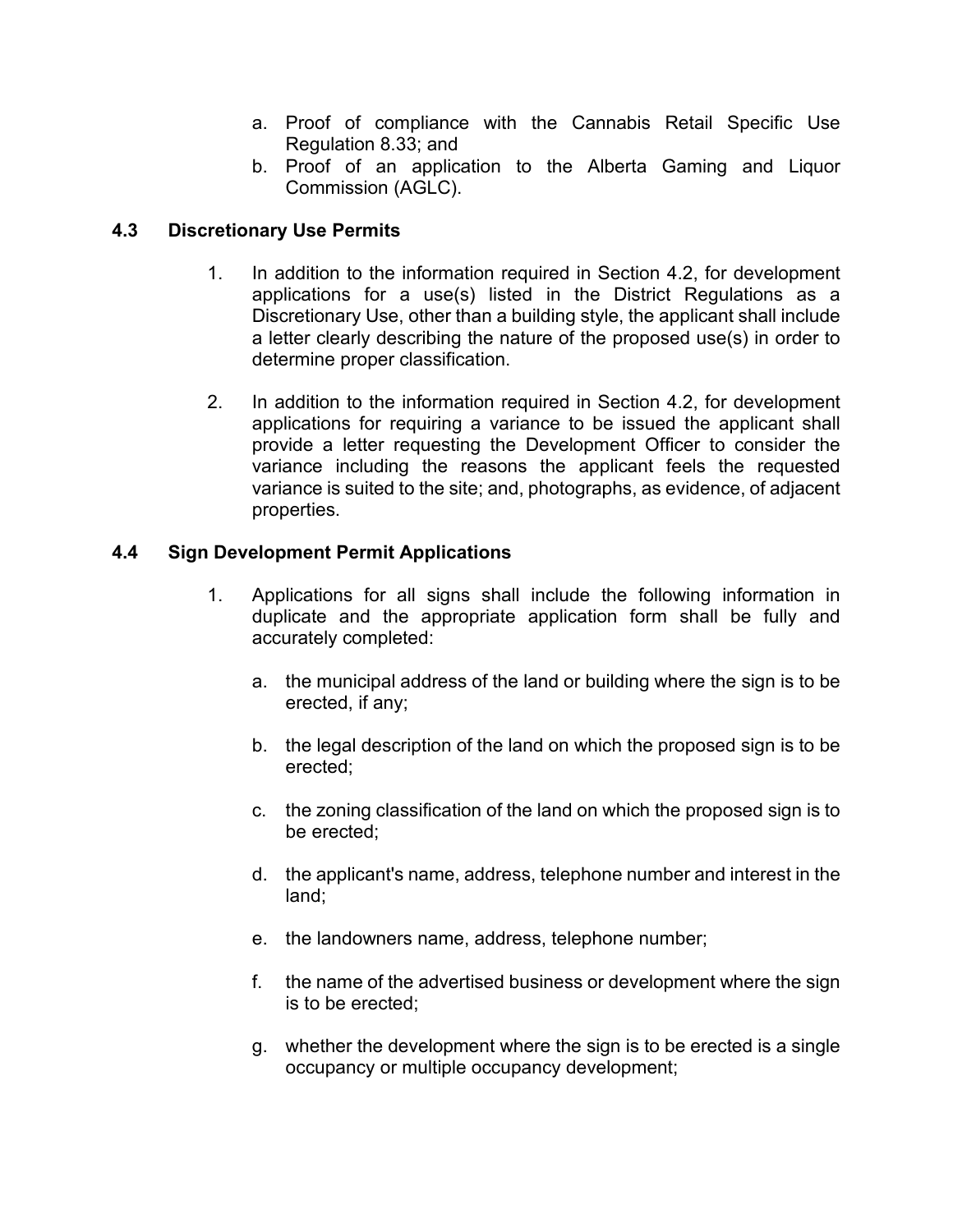a. Proof of compliance with the Cannabis Retail Specific Use Regulation 8.33; and
b. Proof of an application to the Alberta Gaming and Liquor Commission (AGLC).

### 4.3 Discretionary Use Permits

1. In addition to the information required in Section 4.2, for development applications for a use(s) listed in the District Regulations as a Discretionary Use, other than a building style, the applicant shall include a letter clearly describing the nature of the proposed use(s) in order to determine proper classification.

2. In addition to the information required in Section 4.2, for development applications for requiring a variance to be issued the applicant shall provide a letter requesting the Development Officer to consider the variance including the reasons the applicant feels the requested variance is suited to the site; and, photographs, as evidence, of adjacent properties.

### 4.4 Sign Development Permit Applications

1. Applications for all signs shall include the following information in duplicate and the appropriate application form shall be fully and accurately completed:

   a. the municipal address of the land or building where the sign is to be erected, if any;

   b. the legal description of the land on which the proposed sign is to be erected;

   c. the zoning classification of the land on which the proposed sign is to be erected;

   d. the applicant's name, address, telephone number and interest in the land;

   e. the landowners name, address, telephone number;

   f. the name of the advertised business or development where the sign is to be erected;

   g. whether the development where the sign is to be erected is a single occupancy or multiple occupancy development;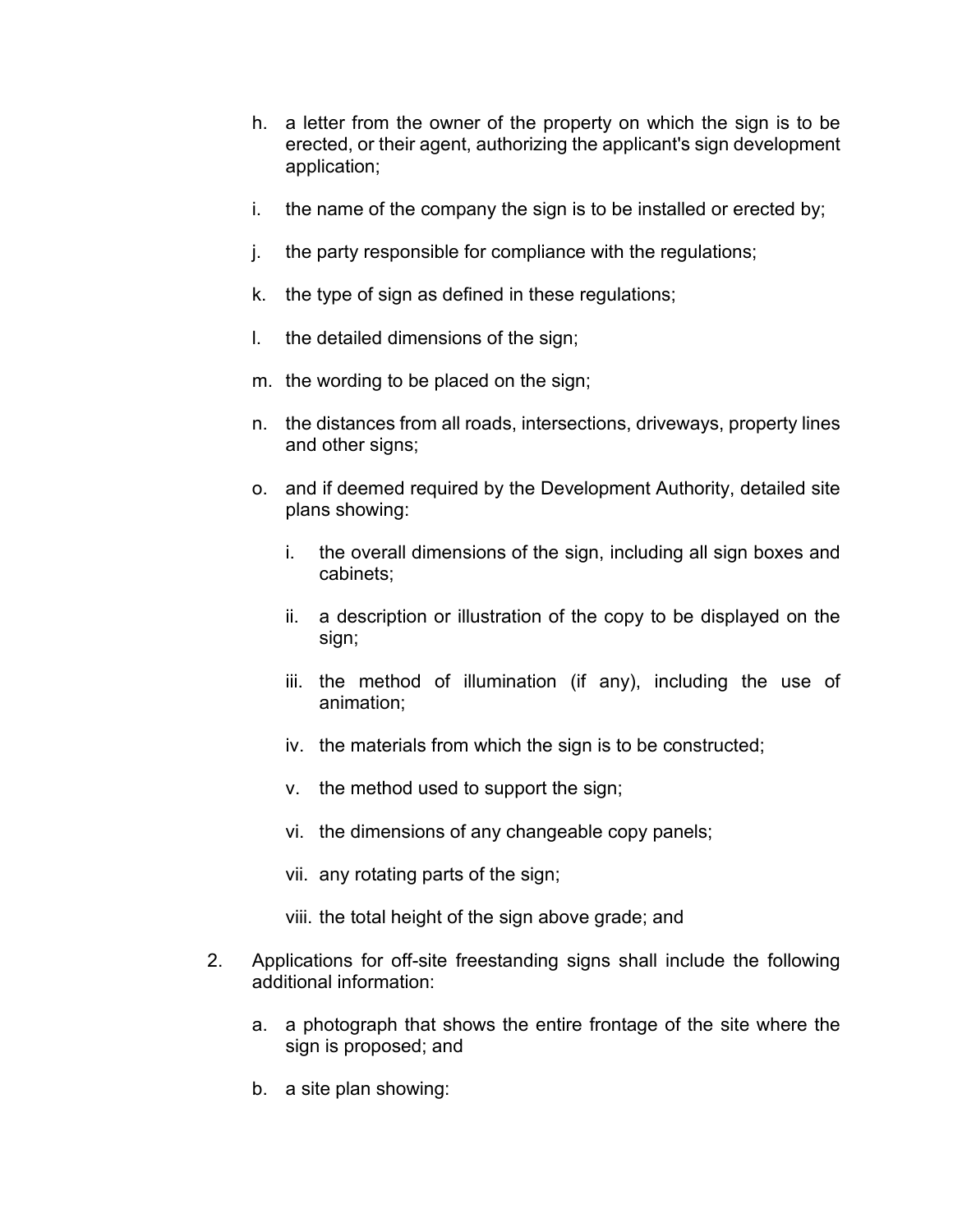h. a letter from the owner of the property on which the sign is to be erected, or their agent, authorizing the applicant's sign development application;

   i. the name of the company the sign is to be installed or erected by;

   j. the party responsible for compliance with the regulations;

   k. the type of sign as defined in these regulations;

   l. the detailed dimensions of the sign;

   m. the wording to be placed on the sign;

   n. the distances from all roads, intersections, driveways, property lines and other signs;

   o. and if deemed required by the Development Authority, detailed site plans showing:

      i. the overall dimensions of the sign, including all sign boxes and cabinets;

      ii. a description or illustration of the copy to be displayed on the sign;

      iii. the method of illumination (if any), including the use of animation;

      iv. the materials from which the sign is to be constructed;

      v. the method used to support the sign;

      vi. the dimensions of any changeable copy panels;

      vii. any rotating parts of the sign;

      viii. the total height of the sign above grade; and

2. Applications for off-site freestanding signs shall include the following additional information:

   a. a photograph that shows the entire frontage of the site where the sign is proposed; and

   b. a site plan showing: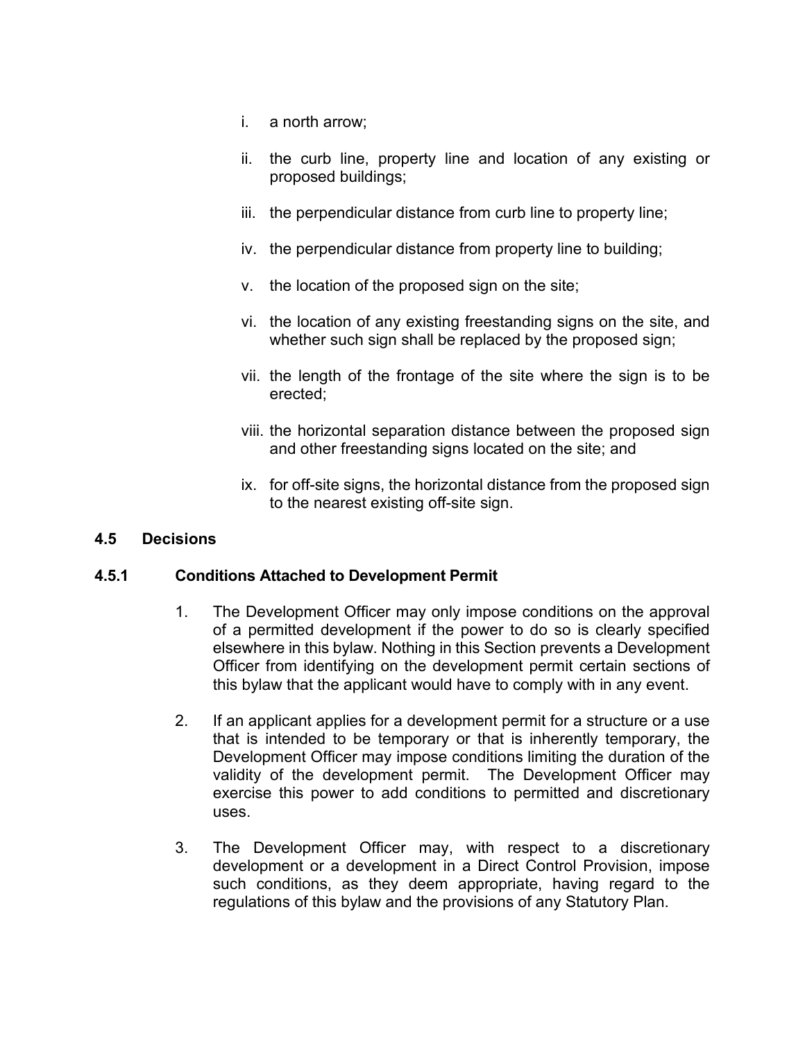i. a north arrow;

ii. the curb line, property line and location of any existing or proposed buildings;

iii. the perpendicular distance from curb line to property line;

iv. the perpendicular distance from property line to building;

v. the location of the proposed sign on the site;

vi. the location of any existing freestanding signs on the site, and whether such sign shall be replaced by the proposed sign;

vii. the length of the frontage of the site where the sign is to be erected;

viii. the horizontal separation distance between the proposed sign and other freestanding signs located on the site; and

ix. for off-site signs, the horizontal distance from the proposed sign to the nearest existing off-site sign.

## 4.5 Decisions

### 4.5.1 Conditions Attached to Development Permit

1. The Development Officer may only impose conditions on the approval of a permitted development if the power to do so is clearly specified elsewhere in this bylaw. Nothing in this Section prevents a Development Officer from identifying on the development permit certain sections of this bylaw that the applicant would have to comply with in any event.

2. If an applicant applies for a development permit for a structure or a use that is intended to be temporary or that is inherently temporary, the Development Officer may impose conditions limiting the duration of the validity of the development permit. The Development Officer may exercise this power to add conditions to permitted and discretionary uses.

3. The Development Officer may, with respect to a discretionary development or a development in a Direct Control Provision, impose such conditions, as they deem appropriate, having regard to the regulations of this bylaw and the provisions of any Statutory Plan.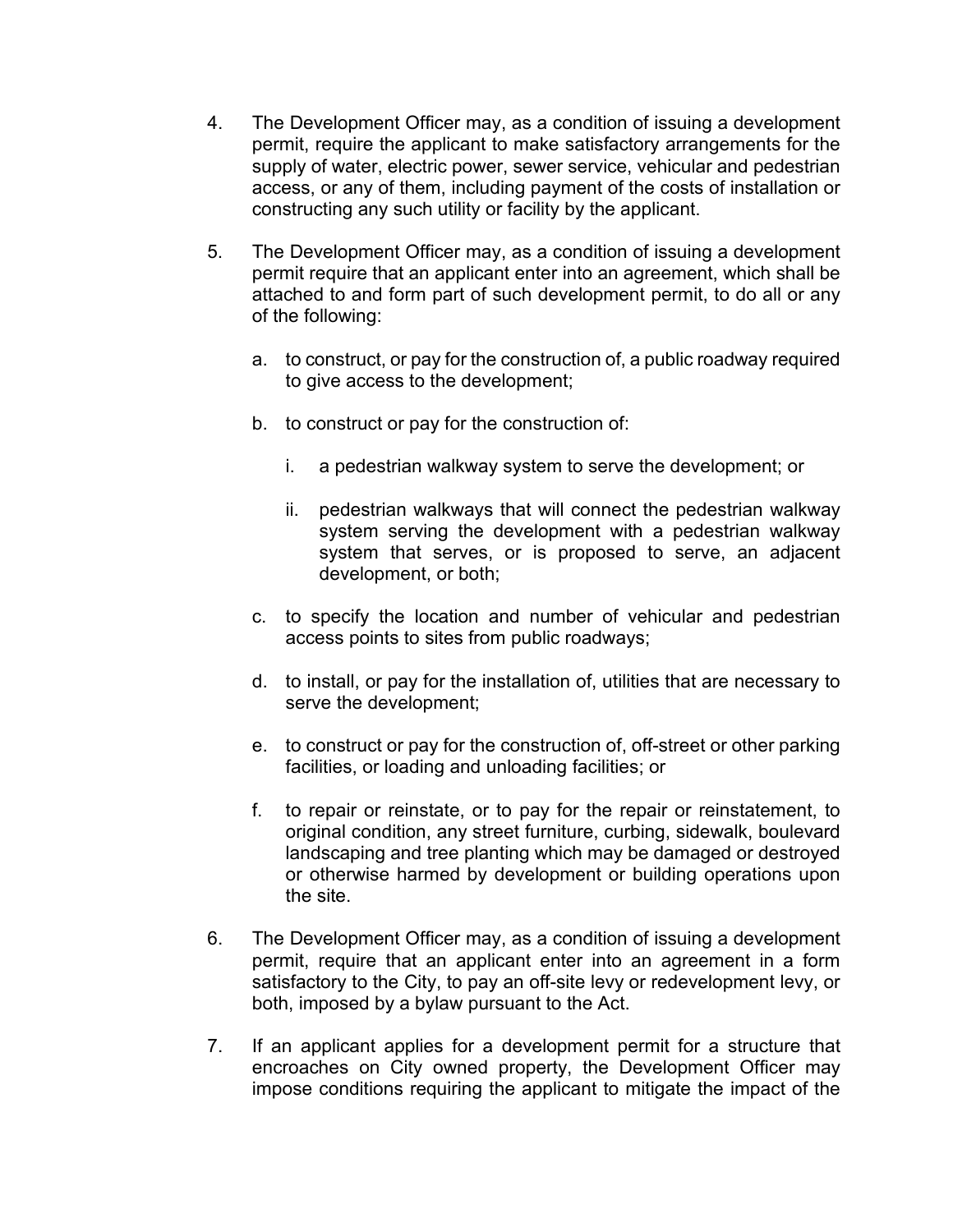4. The Development Officer may, as a condition of issuing a development permit, require the applicant to make satisfactory arrangements for the supply of water, electric power, sewer service, vehicular and pedestrian access, or any of them, including payment of the costs of installation or constructing any such utility or facility by the applicant.

5. The Development Officer may, as a condition of issuing a development permit require that an applicant enter into an agreement, which shall be attached to and form part of such development permit, to do all or any of the following:

   a. to construct, or pay for the construction of, a public roadway required to give access to the development;

   b. to construct or pay for the construction of:

      i. a pedestrian walkway system to serve the development; or

      ii. pedestrian walkways that will connect the pedestrian walkway system serving the development with a pedestrian walkway system that serves, or is proposed to serve, an adjacent development, or both;

   c. to specify the location and number of vehicular and pedestrian access points to sites from public roadways;

   d. to install, or pay for the installation of, utilities that are necessary to serve the development;

   e. to construct or pay for the construction of, off-street or other parking facilities, or loading and unloading facilities; or

   f. to repair or reinstate, or to pay for the repair or reinstatement, to original condition, any street furniture, curbing, sidewalk, boulevard landscaping and tree planting which may be damaged or destroyed or otherwise harmed by development or building operations upon the site.

6. The Development Officer may, as a condition of issuing a development permit, require that an applicant enter into an agreement in a form satisfactory to the City, to pay an off-site levy or redevelopment levy, or both, imposed by a bylaw pursuant to the Act.

7. If an applicant applies for a development permit for a structure that encroaches on City owned property, the Development Officer may impose conditions requiring the applicant to mitigate the impact of the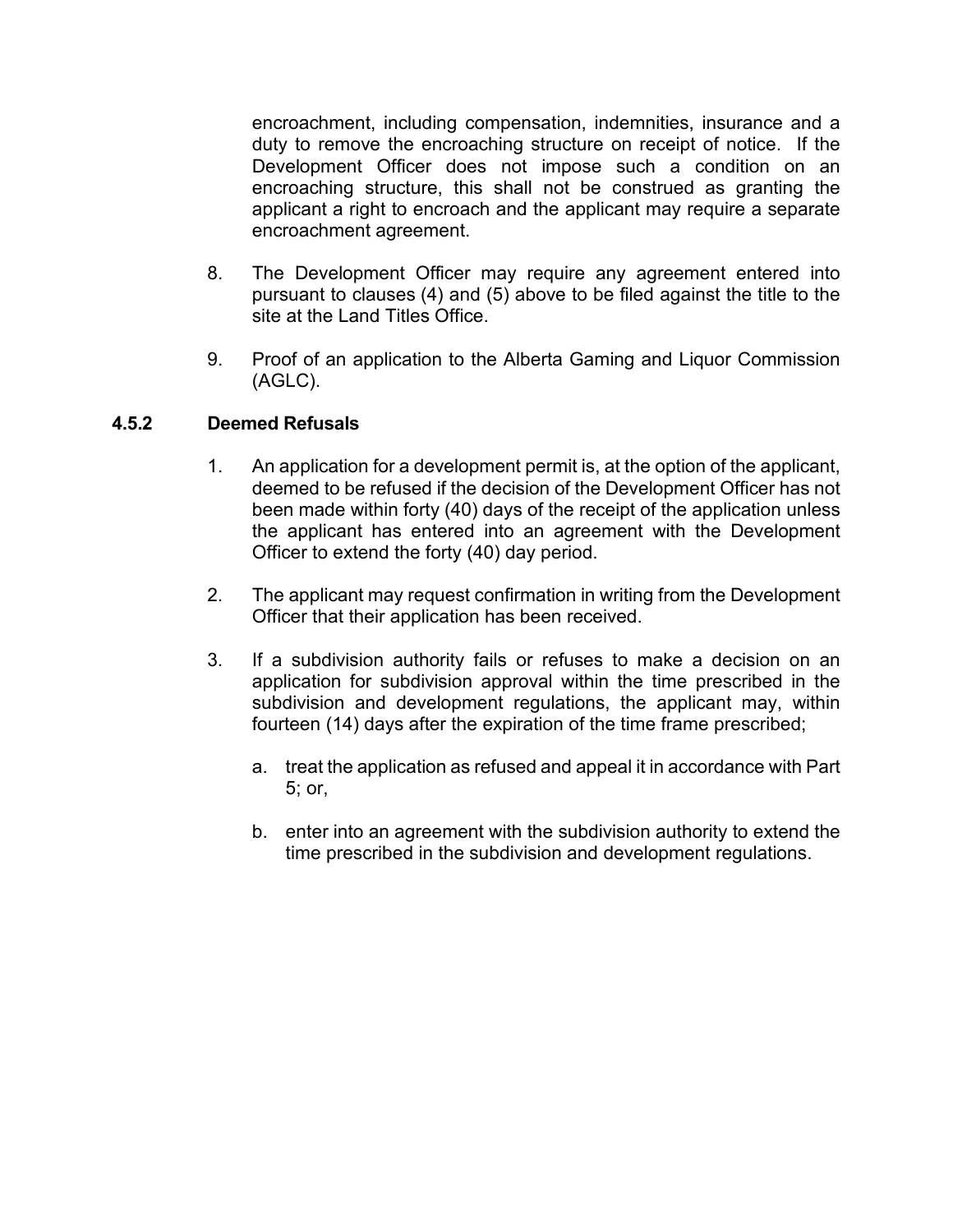encroachment, including compensation, indemnities, insurance and a duty to remove the encroaching structure on receipt of notice. If the Development Officer does not impose such a condition on an encroaching structure, this shall not be construed as granting the applicant a right to encroach and the applicant may require a separate encroachment agreement.

8. The Development Officer may require any agreement entered into pursuant to clauses (4) and (5) above to be filed against the title to the site at the Land Titles Office.

9. Proof of an application to the Alberta Gaming and Liquor Commission (AGLC).

### 4.5.2 Deemed Refusals

1. An application for a development permit is, at the option of the applicant, deemed to be refused if the decision of the Development Officer has not been made within forty (40) days of the receipt of the application unless the applicant has entered into an agreement with the Development Officer to extend the forty (40) day period.

2. The applicant may request confirmation in writing from the Development Officer that their application has been received.

3. If a subdivision authority fails or refuses to make a decision on an application for subdivision approval within the time prescribed in the subdivision and development regulations, the applicant may, within fourteen (14) days after the expiration of the time frame prescribed;

    a. treat the application as refused and appeal it in accordance with Part 5; or,

    b. enter into an agreement with the subdivision authority to extend the time prescribed in the subdivision and development regulations.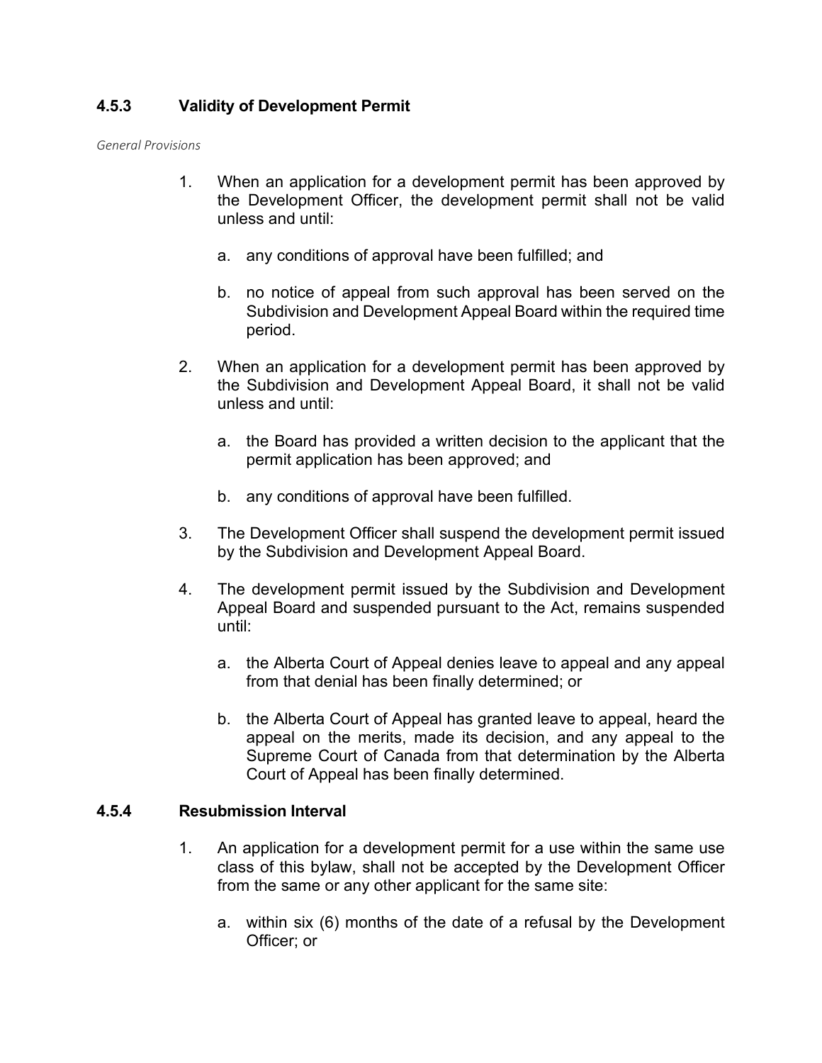### 4.5.3 Validity of Development Permit

*General Provisions*

1. When an application for a development permit has been approved by the Development Officer, the development permit shall not be valid unless and until:

   a. any conditions of approval have been fulfilled; and

   b. no notice of appeal from such approval has been served on the Subdivision and Development Appeal Board within the required time period.

2. When an application for a development permit has been approved by the Subdivision and Development Appeal Board, it shall not be valid unless and until:

   a. the Board has provided a written decision to the applicant that the permit application has been approved; and

   b. any conditions of approval have been fulfilled.

3. The Development Officer shall suspend the development permit issued by the Subdivision and Development Appeal Board.

4. The development permit issued by the Subdivision and Development Appeal Board and suspended pursuant to the Act, remains suspended until:

   a. the Alberta Court of Appeal denies leave to appeal and any appeal from that denial has been finally determined; or

   b. the Alberta Court of Appeal has granted leave to appeal, heard the appeal on the merits, made its decision, and any appeal to the Supreme Court of Canada from that determination by the Alberta Court of Appeal has been finally determined.

### 4.5.4 Resubmission Interval

1. An application for a development permit for a use within the same use class of this bylaw, shall not be accepted by the Development Officer from the same or any other applicant for the same site:

   a. within six (6) months of the date of a refusal by the Development Officer; or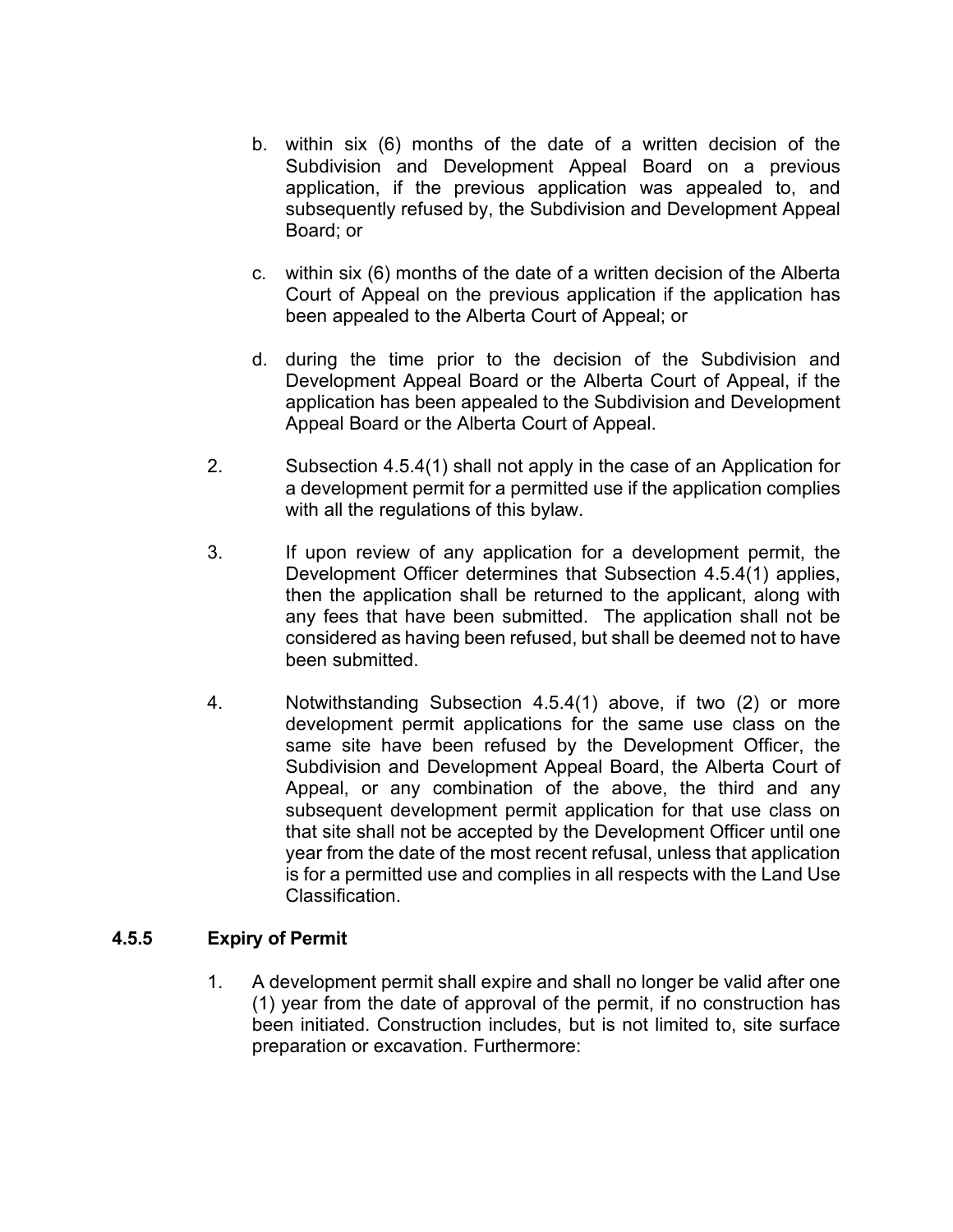b. within six (6) months of the date of a written decision of the Subdivision and Development Appeal Board on a previous application, if the previous application was appealed to, and subsequently refused by, the Subdivision and Development Appeal Board; or

c. within six (6) months of the date of a written decision of the Alberta Court of Appeal on the previous application if the application has been appealed to the Alberta Court of Appeal; or

d. during the time prior to the decision of the Subdivision and Development Appeal Board or the Alberta Court of Appeal, if the application has been appealed to the Subdivision and Development Appeal Board or the Alberta Court of Appeal.

2. Subsection 4.5.4(1) shall not apply in the case of an Application for a development permit for a permitted use if the application complies with all the regulations of this bylaw.

3. If upon review of any application for a development permit, the Development Officer determines that Subsection 4.5.4(1) applies, then the application shall be returned to the applicant, along with any fees that have been submitted. The application shall not be considered as having been refused, but shall be deemed not to have been submitted.

4. Notwithstanding Subsection 4.5.4(1) above, if two (2) or more development permit applications for the same use class on the same site have been refused by the Development Officer, the Subdivision and Development Appeal Board, the Alberta Court of Appeal, or any combination of the above, the third and any subsequent development permit application for that use class on that site shall not be accepted by the Development Officer until one year from the date of the most recent refusal, unless that application is for a permitted use and complies in all respects with the Land Use Classification.

### 4.5.5 Expiry of Permit

1. A development permit shall expire and shall no longer be valid after one (1) year from the date of approval of the permit, if no construction has been initiated. Construction includes, but is not limited to, site surface preparation or excavation. Furthermore: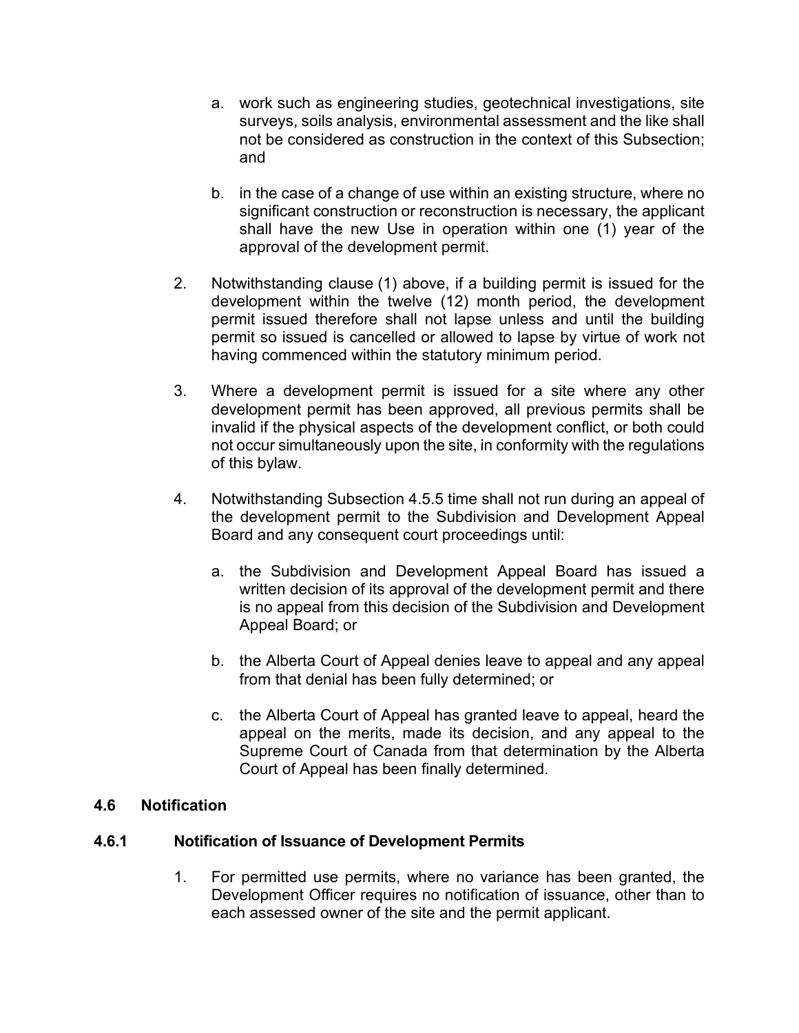a. work such as engineering studies, geotechnical investigations, site surveys, soils analysis, environmental assessment and the like shall not be considered as construction in the context of this Subsection; and

b. in the case of a change of use within an existing structure, where no significant construction or reconstruction is necessary, the applicant shall have the new Use in operation within one (1) year of the approval of the development permit.

2. Notwithstanding clause (1) above, if a building permit is issued for the development within the twelve (12) month period, the development permit issued therefore shall not lapse unless and until the building permit so issued is cancelled or allowed to lapse by virtue of work not having commenced within the statutory minimum period.

3. Where a development permit is issued for a site where any other development permit has been approved, all previous permits shall be invalid if the physical aspects of the development conflict, or both could not occur simultaneously upon the site, in conformity with the regulations of this bylaw.

4. Notwithstanding Subsection 4.5.5 time shall not run during an appeal of the development permit to the Subdivision and Development Appeal Board and any consequent court proceedings until:

   a. the Subdivision and Development Appeal Board has issued a written decision of its approval of the development permit and there is no appeal from this decision of the Subdivision and Development Appeal Board; or

   b. the Alberta Court of Appeal denies leave to appeal and any appeal from that denial has been fully determined; or

   c. the Alberta Court of Appeal has granted leave to appeal, heard the appeal on the merits, made its decision, and any appeal to the Supreme Court of Canada from that determination by the Alberta Court of Appeal has been finally determined.

## 4.6 Notification

### 4.6.1 Notification of Issuance of Development Permits

1. For permitted use permits, where no variance has been granted, the Development Officer requires no notification of issuance, other than to each assessed owner of the site and the permit applicant.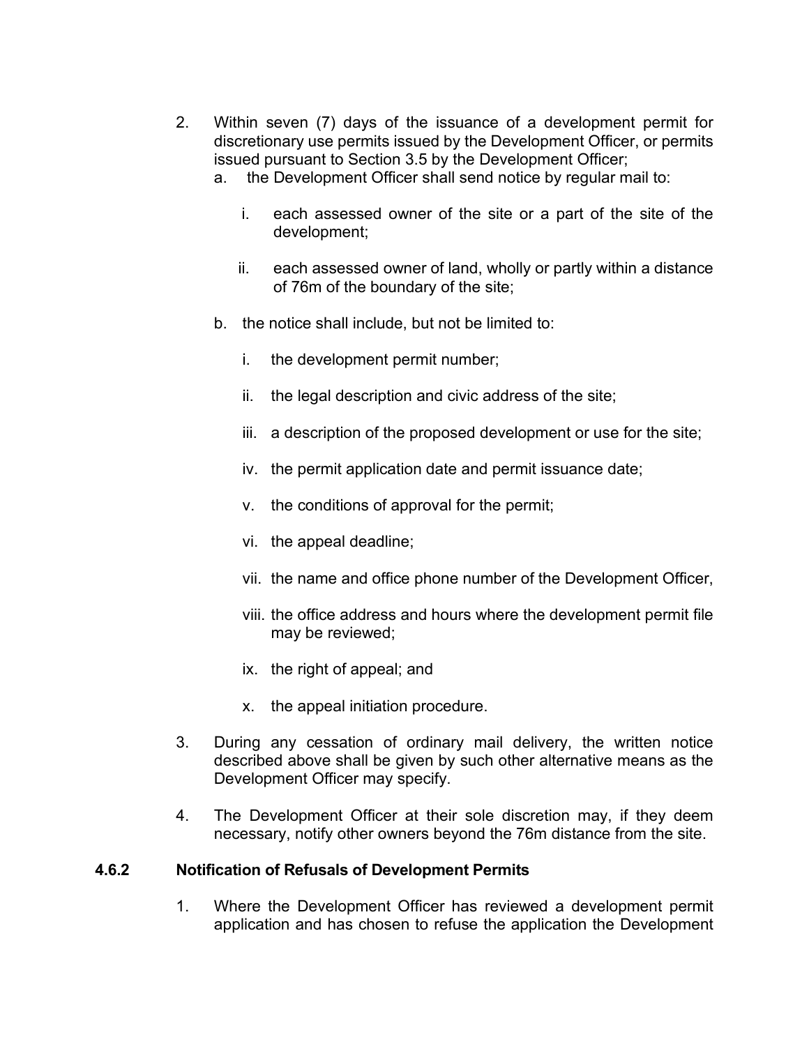2. Within seven (7) days of the issuance of a development permit for discretionary use permits issued by the Development Officer, or permits issued pursuant to Section 3.5 by the Development Officer;
   a. the Development Officer shall send notice by regular mail to:
      i. each assessed owner of the site or a part of the site of the development;
      ii. each assessed owner of land, wholly or partly within a distance of 76m of the boundary of the site;
   b. the notice shall include, but not be limited to:
      i. the development permit number;
      ii. the legal description and civic address of the site;
      iii. a description of the proposed development or use for the site;
      iv. the permit application date and permit issuance date;
      v. the conditions of approval for the permit;
      vi. the appeal deadline;
      vii. the name and office phone number of the Development Officer,
      viii. the office address and hours where the development permit file may be reviewed;
      ix. the right of appeal; and
      x. the appeal initiation procedure.
3. During any cessation of ordinary mail delivery, the written notice described above shall be given by such other alternative means as the Development Officer may specify.
4. The Development Officer at their sole discretion may, if they deem necessary, notify other owners beyond the 76m distance from the site.

### 4.6.2 Notification of Refusals of Development Permits

1. Where the Development Officer has reviewed a development permit application and has chosen to refuse the application the Development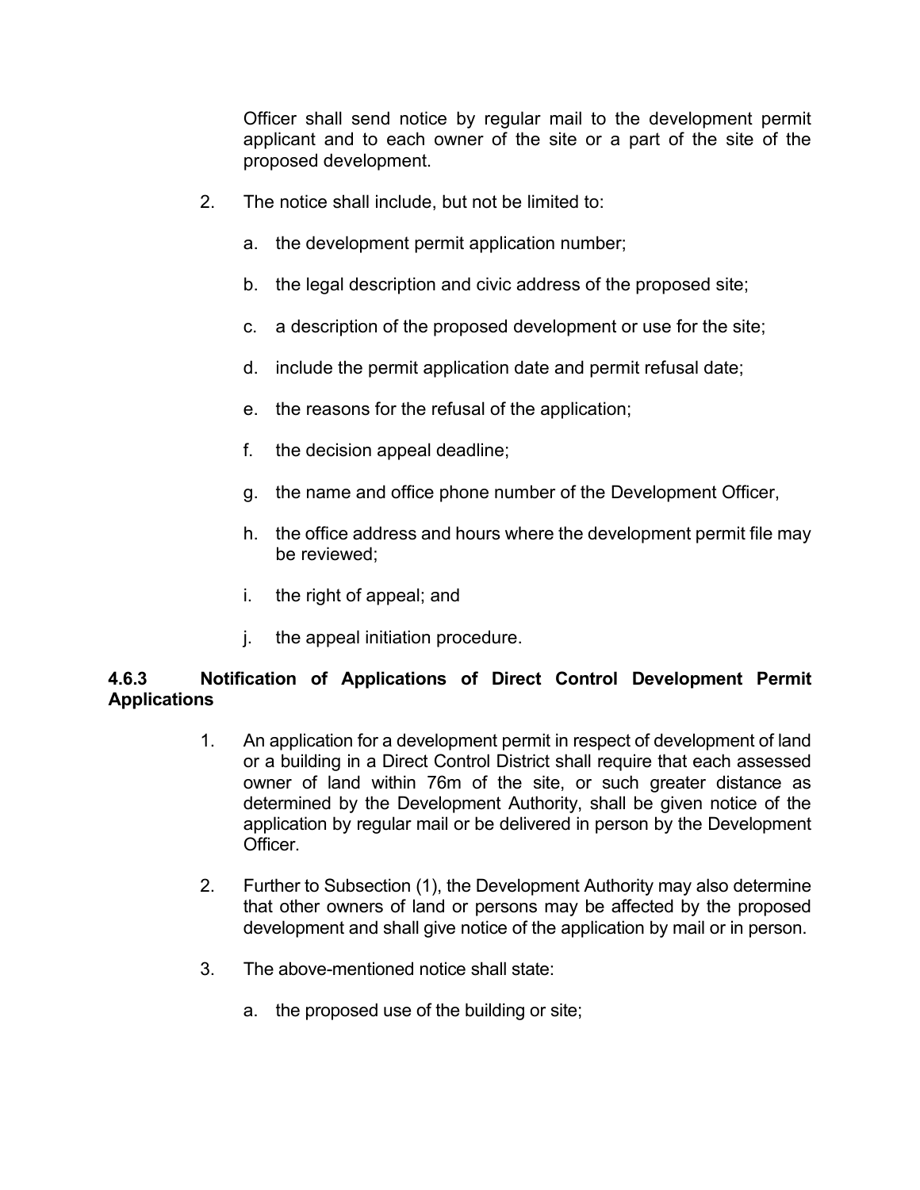Officer shall send notice by regular mail to the development permit applicant and to each owner of the site or a part of the site of the proposed development.

2. The notice shall include, but not be limited to:

   a. the development permit application number;

   b. the legal description and civic address of the proposed site;

   c. a description of the proposed development or use for the site;

   d. include the permit application date and permit refusal date;

   e. the reasons for the refusal of the application;

   f. the decision appeal deadline;

   g. the name and office phone number of the Development Officer,

   h. the office address and hours where the development permit file may be reviewed;

   i. the right of appeal; and

   j. the appeal initiation procedure.

#### 4.6.3 Notification of Applications of Direct Control Development Permit Applications

1. An application for a development permit in respect of development of land or a building in a Direct Control District shall require that each assessed owner of land within 76m of the site, or such greater distance as determined by the Development Authority, shall be given notice of the application by regular mail or be delivered in person by the Development Officer.

2. Further to Subsection (1), the Development Authority may also determine that other owners of land or persons may be affected by the proposed development and shall give notice of the application by mail or in person.

3. The above-mentioned notice shall state:

   a. the proposed use of the building or site;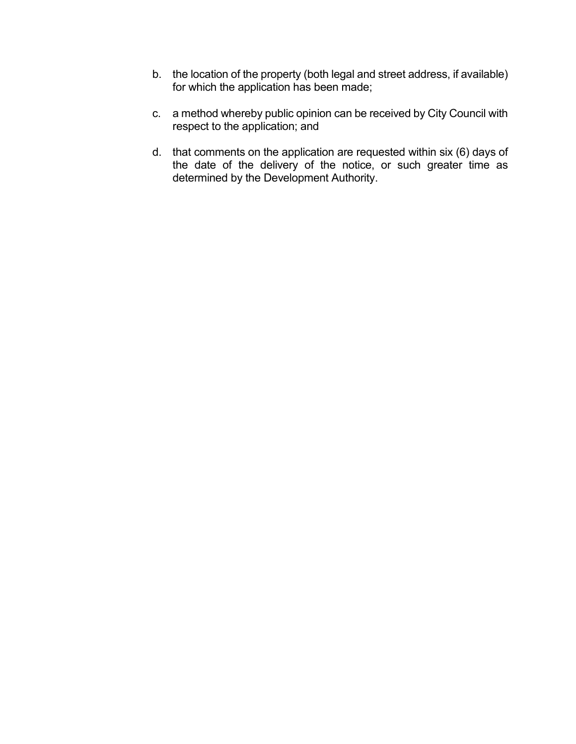b. the location of the property (both legal and street address, if available) for which the application has been made;

c. a method whereby public opinion can be received by City Council with respect to the application; and

d. that comments on the application are requested within six (6) days of the date of the delivery of the notice, or such greater time as determined by the Development Authority.